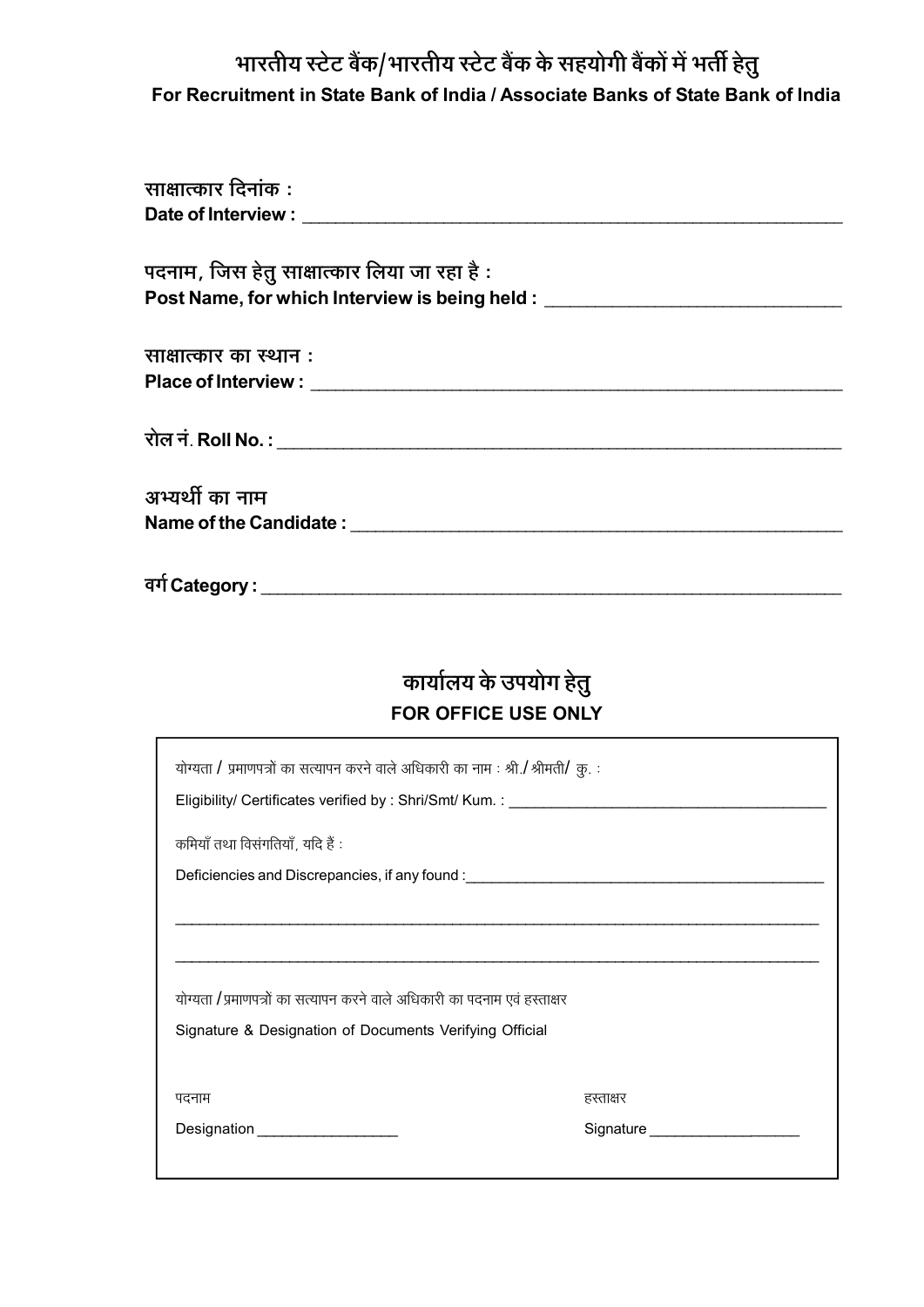## भारतीय स्टेट बैंक/भारतीय स्टेट बैंक के सहयोगी बैंकों में भर्ती हेतु

**For Recruitment in State Bank of India / Associate Banks of State Bank of India**

**साक्षात्कार दिनांक :**
**Date of Interview :** ______________________________________________________

**पदनाम, जिस हेतु साक्षात्कार लिया जा रहा है :**
**Post Name, for which Interview is being held :** ______________________________

**साक्षात्कार का स्थान :**
**Place of Interview :** _____________________________________________________

**रोल नं. Roll No. :** _______________________________________________________

**अभ्यर्थी का नाम**
**Name of the Candidate :** _________________________________________________

**वर्ग Category :** _________________________________________________________

## कार्यालय के उपयोग हेतु

**FOR OFFICE USE ONLY**

योग्यता / प्रमाणपत्रों का सत्यापन करने वाले अधिकारी का नाम : श्री./श्रीमती/ कु. :

Eligibility/ Certificates verified by : Shri/Smt/ Kum. : ______________________________________

कमियाँ तथा विसंगतियाँ, यदि हैं :

Deficiencies and Discrepancies, if any found :___________________________________________

______________________________________________________________________________

______________________________________________________________________________

योग्यता /प्रमाणपत्रों का सत्यापन करने वाले अधिकारी का पदनाम एवं हस्ताक्षर

Signature & Designation of Documents Verifying Official

पदनाम

Designation _________________

हस्ताक्षर

Signature ___________________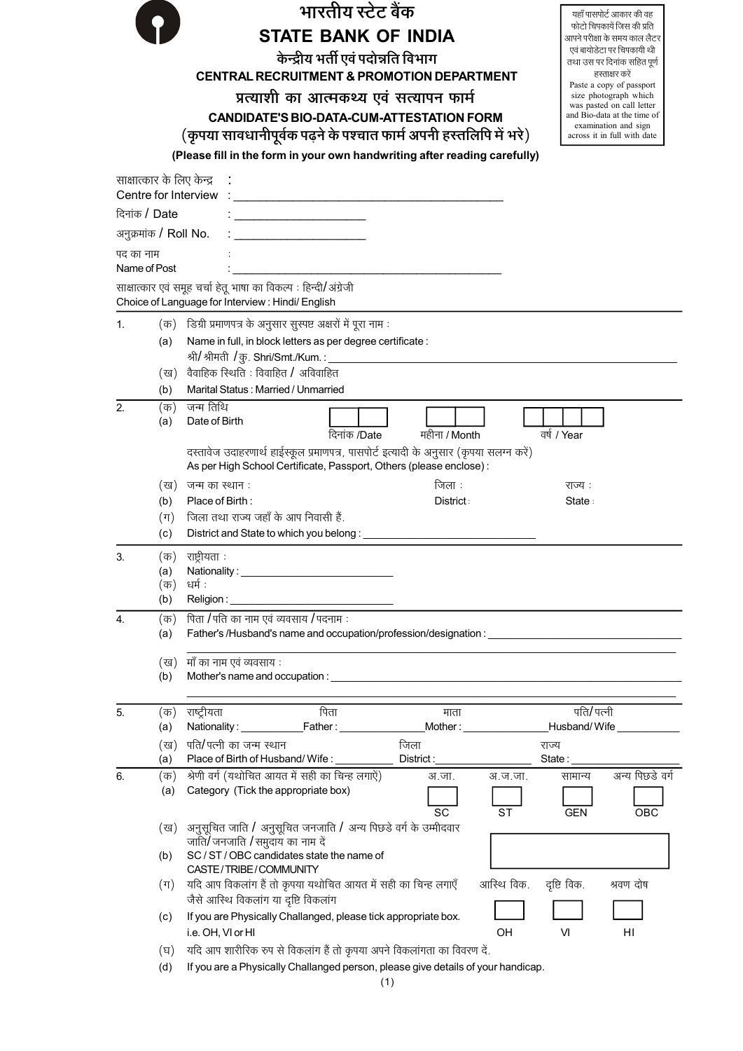# भारतीय स्टेट बैंक
# STATE BANK OF INDIA

## केन्द्रीय भर्ती एवं पदोन्नति विभाग
## CENTRAL RECRUITMENT & PROMOTION DEPARTMENT

### प्रत्याशी का आत्मकथ्य एवं सत्यापन फार्म
### CANDIDATE'S BIO-DATA-CUM-ATTESTATION FORM

(कृपया सावधानीपूर्वक पढ़ने के पश्चात फार्म अपनी हस्तलिपि में भरे)

**(Please fill in the form in your own handwriting after reading carefully)**

यहाँ पासपोर्ट आकार की वह फोटो चिपकायें जिस की प्रति आपने परीक्षा के समय काल लैटर एवं बायोडेटा पर चिपकायी थी तथा उस पर दिनांक सहित पूर्ण हस्ताक्षर करें

Paste a copy of passport size photograph which was pasted on call letter and Bio-data at the time of examination and sign across it in full with date

साक्षात्कार के लिए केन्द्र :
Centre for Interview : ______________________________

दिनांक / Date : ____________________

अनुक्रमांक / Roll No. : ____________________

पद का नाम :
Name of Post : ______________________________

साक्षात्कार एवं समूह चर्चा हेतू भाषा का विकल्प : हिन्दी/ अंग्रेजी
Choice of Language for Interview : Hindi/ English

---

1. (क) डिग्री प्रमाणपत्र के अनुसार सुस्पष्ट अक्षरों में पूरा नाम :
   (a) Name in full, in block letters as per degree certificate :
   श्री/ श्रीमती / कु. Shri/Smt./Kum. : ______________________________
   (ख) वैवाहिक स्थिति : विवाहित / अविवाहित
   (b) Marital Status : Married / Unmarried

2. (क) जन्म तिथि
   (a) Date of Birth [ ][ ] दिनांक /Date [ ][ ] महीना / Month [ ][ ][ ][ ] वर्ष / Year
   दस्तावेज उदाहरणार्थ हाईस्कूल प्रमाणपत्र, पासपोर्ट इत्यादी के अनुसार (कृपया सलग्न करें)
   As per High School Certificate, Passport, Others (please enclose) :
   (ख) जन्म का स्थान : जिला : राज्य :
   (b) Place of Birth : District : State :
   (ग) जिला तथा राज्य जहाँ के आप निवासी हैं.
   (c) District and State to which you belong : ______________________________

3. (क) राष्ट्रीयता :
   (a) Nationality : ____________________
   (क) धर्म :
   (b) Religion : ____________________

4. (क) पिता / पति का नाम एवं व्यवसाय / पदनाम :
   (a) Father's /Husband's name and occupation/profession/designation : ______________________________
   (ख) माँ का नाम एवं व्यवसाय :
   (b) Mother's name and occupation : ______________________________

5. (क) राष्ट्रीयता पिता माता पति/ पत्नी
   (a) Nationality : __________ Father : __________ Mother : __________ Husband/ Wife __________
   (ख) पति/ पत्नी का जन्म स्थान जिला राज्य
   (a) Place of Birth of Husband/ Wife : __________ District : __________ State : __________

6. (क) श्रेणी वर्ग (यथोचित आयत में सही का चिन्ह लगाऐं)
   (a) Category (Tick the appropriate box)

| अ.जा. | अ.ज.जा. | सामान्य | अन्य पिछडे वर्ग |
|---|---|---|---|
| [ ] | [ ] | [ ] | [ ] |
| SC | ST | GEN | OBC |

   (ख) अनुसूचित जाति / अनुसूचित जनजाति / अन्य पिछडे वर्ग के उम्मीदवार जाति/ जनजाति / समुदाय का नाम दें
   (b) SC / ST / OBC candidates state the name of CASTE / TRIBE / COMMUNITY [ ]
   (ग) यदि आप विकलांग हैं तो कृपया यथोचित आयत में सही का चिन्ह लगाएँ जैसे आस्थि विकलांग या दृष्टि विकलांग
   (c) If you are Physically Challanged, please tick appropriate box. i.e. OH, VI or HI

| आस्थि विक. | दृष्टि विक. | श्रवण दोष |
|---|---|---|
| [ ] | [ ] | [ ] |
| OH | VI | HI |

   (घ) यदि आप शारीरिक रुप से विकलांग हैं तो कृपया अपने विकलांगता का विवरण दें.
   (d) If you are a Physically Challanged person, please give details of your handicap.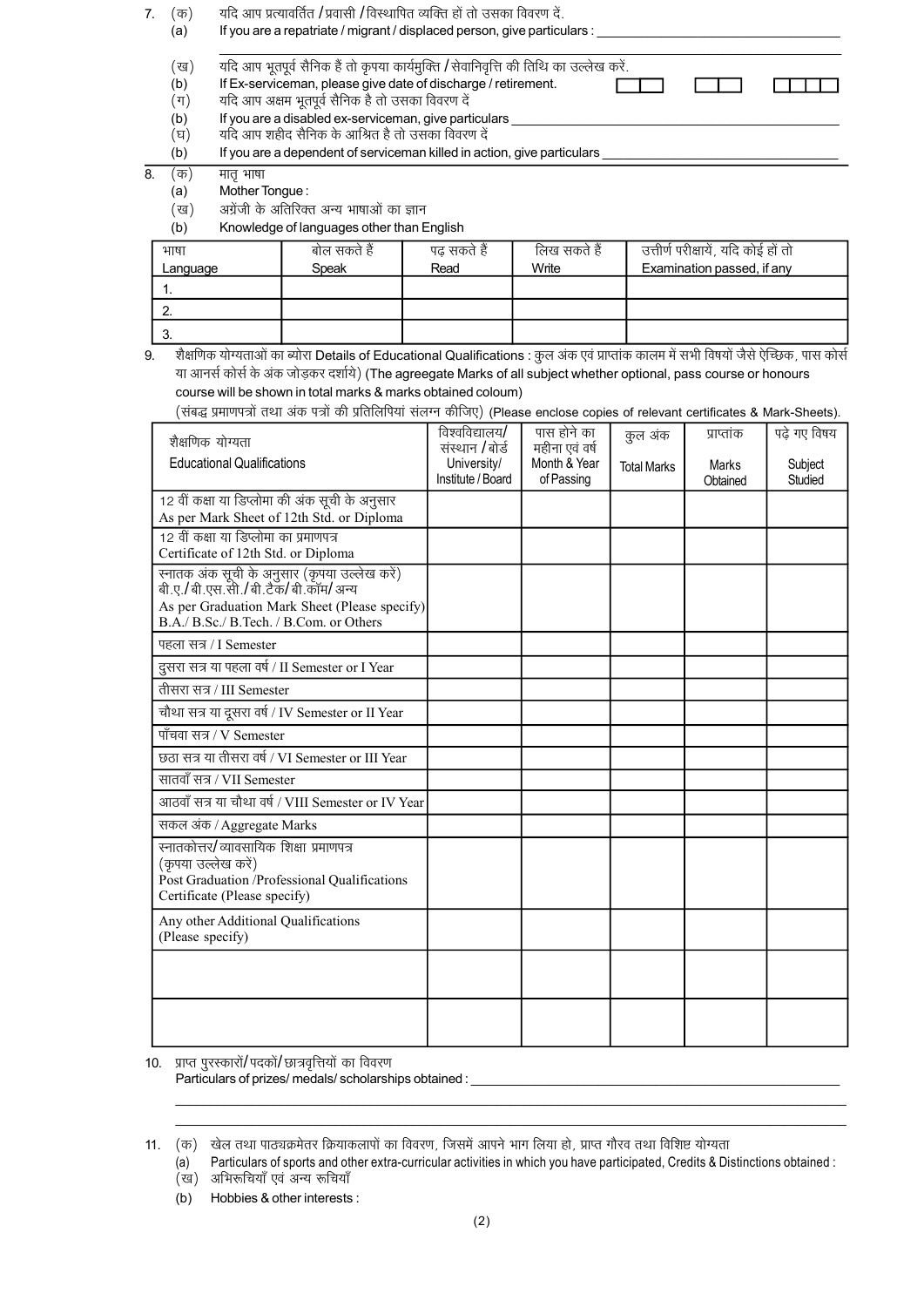7. (क) यदि आप प्रत्यावर्तित / प्रवासी / विस्थापित व्यक्ति हों तो उसका विवरण दें.
   (a) If you are a repatriate / migrant / displaced person, give particulars : ______________________

   (ख) यदि आप भूतपूर्व सैनिक हैं तो कृपया कार्यमुक्ति / सेवानिवृत्ति की तिथि का उल्लेख करें.
   (b) If Ex-serviceman, please give date of discharge / retirement. [ ][ ] [ ][ ] [ ][ ][ ][ ]
   (ग) यदि आप अक्षम भूतपूर्व सैनिक है तो उसका विवरण दें
   (b) If you are a disabled ex-serviceman, give particulars ______________________
   (घ) यदि आप शहीद सैनिक के आश्रित है तो उसका विवरण दें
   (b) If you are a dependent of serviceman killed in action, give particulars ______________________

8. (क) मातृ भाषा
   (a) Mother Tongue :
   (ख) अंग्रेजी के अतिरिक्त अन्य भाषाओं का ज्ञान
   (b) Knowledge of languages other than English

| भाषा<br>Language | बोल सकते हैं<br>Speak | पढ़ सकते हैं<br>Read | लिख सकते हैं<br>Write | उत्तीर्ण परीक्षायें, यदि कोई हों तो<br>Examination passed, if any |
|---|---|---|---|---|
| 1. | | | | |
| 2. | | | | |
| 3. | | | | |

9. शैक्षणिक योग्यताओं का ब्योरा Details of Educational Qualifications : कुल अंक एवं प्राप्तांक कालम में सभी विषयों जैसे ऐच्छिक, पास कोर्स या आनर्स कोर्स के अंक जोड़कर दर्शायें) (The agreegate Marks of all subject whether optional, pass course or honours course will be shown in total marks & marks obtained coloum)
   (संबद्ध प्रमाणपत्रों तथा अंक पत्रों की प्रतिलिपियां संलग्न कीजिए) (Please enclose copies of relevant certificates & Mark-Sheets).

| शैक्षणिक योग्यता<br>Educational Qualifications | विश्वविद्यालय/ संस्थान / बोर्ड<br>University/ Institute / Board | पास होने का महीना एवं वर्ष<br>Month & Year of Passing | कुल अंक<br>Total Marks | प्राप्तांक<br>Marks Obtained | पढ़े गए विषय<br>Subject Studied |
|---|---|---|---|---|---|
| 12 वीं कक्षा या डिप्लोमा की अंक सूची के अनुसार<br>As per Mark Sheet of 12th Std. or Diploma | | | | | |
| 12 वीं कक्षा या डिप्लोमा का प्रमाणपत्र<br>Certificate of 12th Std. or Diploma | | | | | |
| स्नातक अंक सूची के अनुसार (कृपया उल्लेख करें) बी.ए./ बी.एस.सी./ बी.टैक/ बी.कॉम/ अन्य<br>As per Graduation Mark Sheet (Please specify) B.A./ B.Sc./ B.Tech. / B.Com. or Others | | | | | |
| पहला सत्र / I Semester | | | | | |
| दुसरा सत्र या पहला वर्ष / II Semester or I Year | | | | | |
| तीसरा सत्र / III Semester | | | | | |
| चौथा सत्र या दूसरा वर्ष / IV Semester or II Year | | | | | |
| पाँचवा सत्र / V Semester | | | | | |
| छठा सत्र या तीसरा वर्ष / VI Semester or III Year | | | | | |
| सातवाँ सत्र / VII Semester | | | | | |
| आठवाँ सत्र या चौथा वर्ष / VIII Semester or IV Year | | | | | |
| सकल अंक / Aggregate Marks | | | | | |
| स्नातकोत्तर/ व्यावसायिक शिक्षा प्रमाणपत्र (कृपया उल्लेख करें)<br>Post Graduation /Professional Qualifications Certificate (Please specify) | | | | | |
| Any other Additional Qualifications (Please specify) | | | | | |
| | | | | | |
| | | | | | |

10. प्राप्त पुरस्कारों/ पदकों/ छात्रवृत्तियों का विवरण
    Particulars of prizes/ medals/ scholarships obtained : ______________________

11. (क) खेल तथा पाठ्यक्रमेतर क्रियाकलापों का विवरण, जिसमें आपने भाग लिया हो, प्राप्त गौरव तथा विशिष्ट योग्यता
    (a) Particulars of sports and other extra-curricular activities in which you have participated, Credits & Distinctions obtained :
    (ख) अभिरूचियाँ एवं अन्य रूचियाँ
    (b) Hobbies & other interests :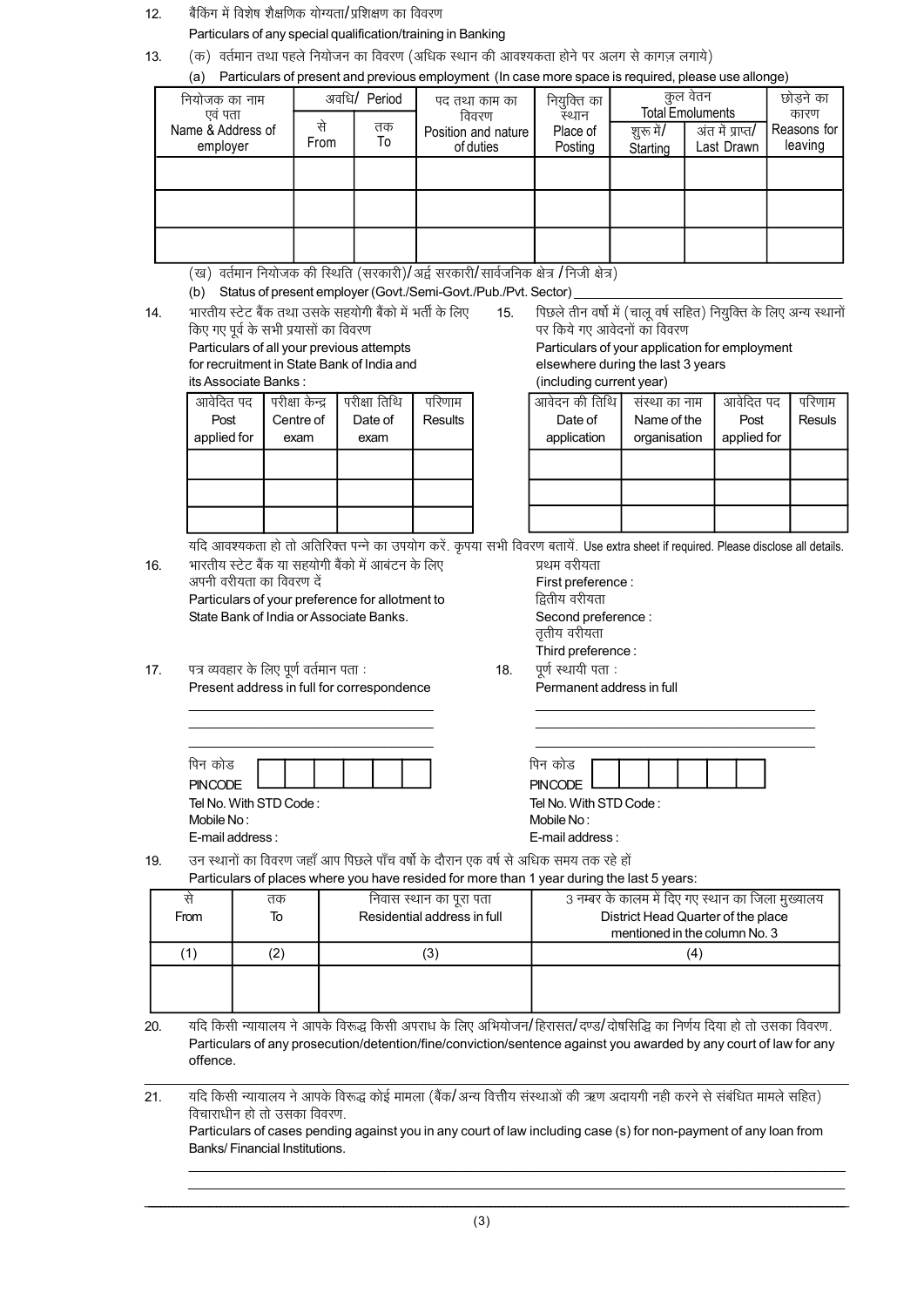12. बैंकिंग में विशेष शैक्षणिक योग्यता/प्रशिक्षण का विवरण

Particulars of any special qualification/training in Banking

13. (क) वर्तमान तथा पहले नियोजन का विवरण (अधिक स्थान की आवश्यकता होने पर अलग से कागज़ लगाये)

(a) Particulars of present and previous employment (In case more space is required, please use allonge)

| नियोजक का नाम एवं पता Name & Address of employer | अवधि/ Period | | पद तथा काम का विवरण Position and nature of duties | नियुक्ति का स्थान Place of Posting | कुल वेतन Total Emoluments | | छोड़ने का कारण Reasons for leaving |
|---|---|---|---|---|---|---|---|
| | से From | तक To | | | शुरू में/ Starting | अंत में प्राप्त/ Last Drawn | |
| | | | | | | | |
| | | | | | | | |
| | | | | | | | |

(ख) वर्तमान नियोजक की स्थिति (सरकारी)/अर्द्ध सरकारी/सार्वजनिक क्षेत्र /निजी क्षेत्र)

(b) Status of present employer (Govt./Semi-Govt./Pub./Pvt. Sector) ____________

14. भारतीय स्टेट बैंक तथा उसके सहयोगी बैंको में भर्ती के लिए किए गए पूर्व के सभी प्रयासों का विवरण

Particulars of all your previous attempts for recruitment in State Bank of India and its Associate Banks :

| आवेदित पद Post applied for | परीक्षा केन्द्र Centre of exam | परीक्षा तिथि Date of exam | परिणाम Results |
|---|---|---|---|
| | | | |
| | | | |
| | | | |

15. पिछले तीन वर्षों में (चालू वर्ष सहित) नियुक्ति के लिए अन्य स्थानों पर किये गए आवेदनों का विवरण

Particulars of your application for employment elsewhere during the last 3 years (including current year)

| आवेदन की तिथि Date of application | संस्था का नाम Name of the organisation | आवेदित पद Post applied for | परिणाम Resuls |
|---|---|---|---|
| | | | |
| | | | |
| | | | |

यदि आवश्यकता हो तो अतिरिक्त पन्ने का उपयोग करें. कृपया सभी विवरण बतायें. Use extra sheet if required. Please disclose all details.

16. भारतीय स्टेट बैंक या सहयोगी बैंकों में आबंटन के लिए अपनी वरीयता का विवरण दें

Particulars of your preference for allotment to State Bank of India or Associate Banks.

प्रथम वरीयता
First preference :

द्वितीय वरीयता
Second preference :

तृतीय वरीयता
Third preference :

17. पत्र व्यवहार के लिए पूर्ण वर्तमान पता :

Present address in full for correspondence

____________

____________

____________

पिन कोड PINCODE [ | | | | | ]

Tel No. With STD Code :

Mobile No :

E-mail address :

18. पूर्ण स्थायी पता :

Permanent address in full

____________

____________

____________

पिन कोड PINCODE [ | | | | | ]

Tel No. With STD Code :

Mobile No :

E-mail address :

19. उन स्थानों का विवरण जहाँ आप पिछले पाँच वर्षो के दौरान एक वर्ष से अधिक समय तक रहे हों

Particulars of places where you have resided for more than 1 year during the last 5 years:

| से From | तक To | निवास स्थान का पूरा पता Residential address in full | 3 नम्बर के कालम में दिए गए स्थान का जिला मुख्यालय District Head Quarter of the place mentioned in the column No. 3 |
|---|---|---|---|
| (1) | (2) | (3) | (4) |
| | | | |

20. यदि किसी न्यायालय ने आपके विरूद्ध किसी अपराध के लिए अभियोजन/हिरासत/दण्ड/दोषसिद्धि का निर्णय दिया हो तो उसका विवरण.

Particulars of any prosecution/detention/fine/conviction/sentence against you awarded by any court of law for any offence.

____________

21. यदि किसी न्यायालय ने आपके विरूद्ध कोई मामला (बैंक/अन्य वित्तीय संस्थाओं की ऋण अदायगी नही करने से संबंधित मामले सहित) विचाराधीन हो तो उसका विवरण.

Particulars of cases pending against you in any court of law including case (s) for non-payment of any loan from Banks/ Financial Institutions.

____________

____________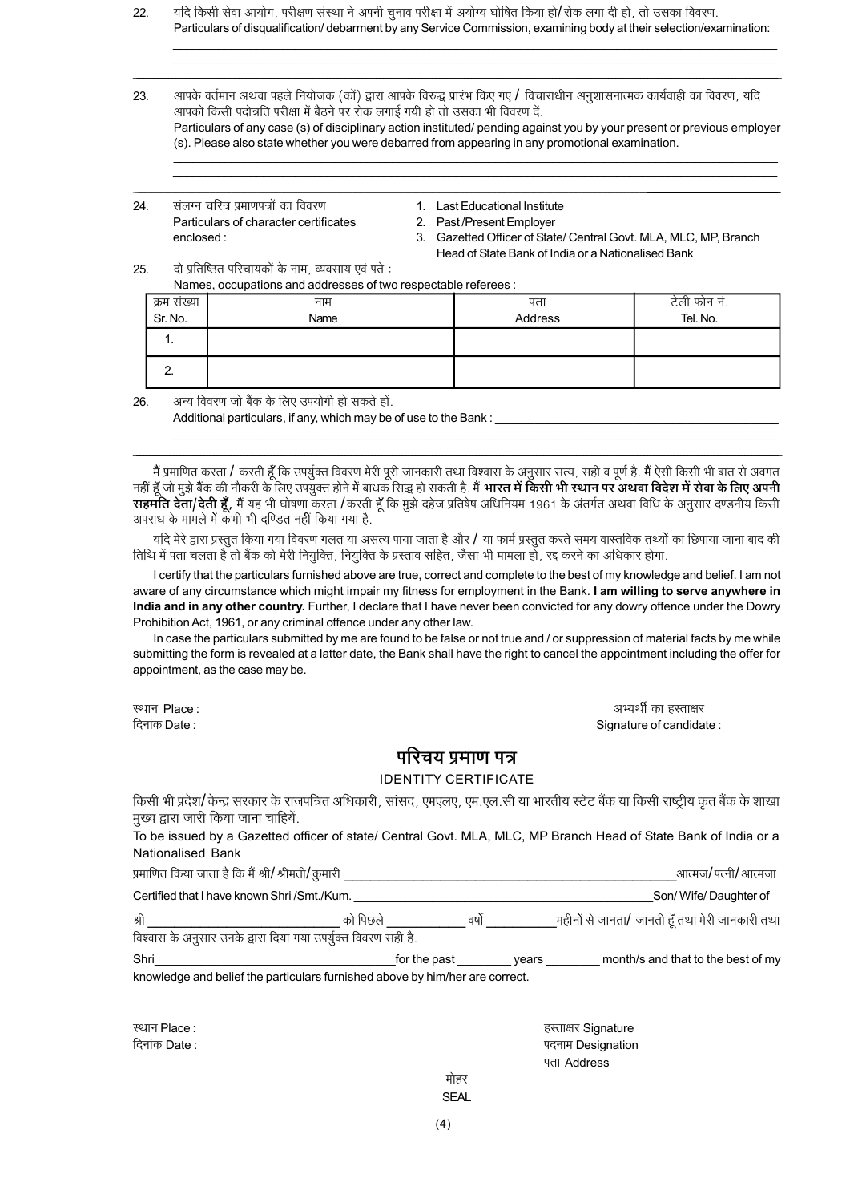22. यदि किसी सेवा आयोग, परीक्षण संस्था ने अपनी चुनाव परीक्षा में अयोग्य घोषित किया हो/ रोक लगा दी हो, तो उसका विवरण.
Particulars of disqualification/ debarment by any Service Commission, examining body at their selection/examination:

_______________________________________________

_______________________________________________

23. आपके वर्तमान अथवा पहले नियोजक (कों) द्वारा आपके विरुद्ध प्रारंभ किए गए / विचाराधीन अनुशासनात्मक कार्यवाही का विवरण, यदि आपको किसी पदोन्नति परीक्षा में बैठने पर रोक लगाई गयी हो तो उसका भी विवरण दें.
Particulars of any case (s) of disciplinary action instituted/ pending against you by your present or previous employer (s). Please also state whether you were debarred from appearing in any promotional examination.

_______________________________________________

_______________________________________________

24. संलग्न चरित्र प्रमाणपत्रों का विवरण
Particulars of character certificates enclosed :

1. Last Educational Institute
2. Past /Present Employer
3. Gazetted Officer of State/ Central Govt. MLA, MLC, MP, Branch Head of State Bank of India or a Nationalised Bank

25. दो प्रतिष्ठित परिचायकों के नाम, व्यवसाय एवं पते :
Names, occupations and addresses of two respectable referees :

| क्रम संख्या Sr. No. | नाम Name | पता Address | टेली फोन नं. Tel. No. |
|---|---|---|---|
| 1. | | | |
| 2. | | | |

26. अन्य विवरण जो बैंक के लिए उपयोगी हो सकते हों.
Additional particulars, if any, which may be of use to the Bank : _______________________________________________

_______________________________________________

मैं प्रमाणित करता / करती हूँ कि उपर्युक्त विवरण मेरी पूरी जानकारी तथा विश्वास के अनुसार सत्य, सही व पूर्ण है. मैं ऐसी किसी भी बात से अवगत नहीं हूँ जो मुझे बैंक की नौकरी के लिए उपयुक्त होने में बाधक सिद्ध हो सकती है. **मैं भारत में किसी भी स्थान पर अथवा विदेश में सेवा के लिए अपनी सहमति देता/देती हूँ.** मैं यह भी घोषणा करता /करती हूँ कि मुझे दहेज प्रतिषेध अधिनियम 1961 के अंतर्गत अथवा विधि के अनुसार दण्डनीय किसी अपराध के मामले में कभी भी दण्डित नहीं किया गया है.

यदि मेरे द्वारा प्रस्तुत किया गया विवरण गलत या असत्य पाया जाता है और / या फार्म प्रस्तुत करते समय वास्तविक तथ्यों का छिपाया जाना बाद की तिथि में पता चलता है तो बैंक को मेरी नियुक्ति, नियुक्ति के प्रस्ताव सहित, जैसा भी मामला हो, रद्द करने का अधिकार होगा.

I certify that the particulars furnished above are true, correct and complete to the best of my knowledge and belief. I am not aware of any circumstance which might impair my fitness for employment in the Bank. **I am willing to serve anywhere in India and in any other country.** Further, I declare that I have never been convicted for any dowry offence under the Dowry Prohibition Act, 1961, or any criminal offence under any other law.

In case the particulars submitted by me are found to be false or not true and / or suppression of material facts by me while submitting the form is revealed at a latter date, the Bank shall have the right to cancel the appointment including the offer for appointment, as the case may be.

स्थान Place :
दिनांक Date :

अभ्यर्थी का हस्ताक्षर
Signature of candidate :

## परिचय प्रमाण पत्र

### IDENTITY CERTIFICATE

किसी भी प्रदेश/ केन्द्र सरकार के राजपत्रित अधिकारी, सांसद, एमएलए, एम.एल.सी या भारतीय स्टेट बैंक या किसी राष्ट्रीय कृत बैंक के शाखा मुख्य द्वारा जारी किया जाना चाहिये.

To be issued by a Gazetted officer of state/ Central Govt. MLA, MLC, MP Branch Head of State Bank of India or a Nationalised Bank

प्रमाणित किया जाता है कि मैं श्री/ श्रीमती/ कुमारी _______________________ आत्मज/ पत्नी/ आत्मजा

Certified that I have known Shri /Smt./Kum. _______________________ Son/ Wife/ Daughter of

श्री _______________ को पिछले ________ वर्षो ________ महीनों से जानता/ जानती हूँ तथा मेरी जानकारी तथा विश्वास के अनुसार उनके द्वारा दिया गया उपर्युक्त विवरण सही है.

Shri _______________ for the past ________ years ________ month/s and that to the best of my knowledge and belief the particulars furnished above by him/her are correct.

स्थान Place :
दिनांक Date :

हस्ताक्षर Signature
पदनाम Designation
पता Address

मोहर
SEAL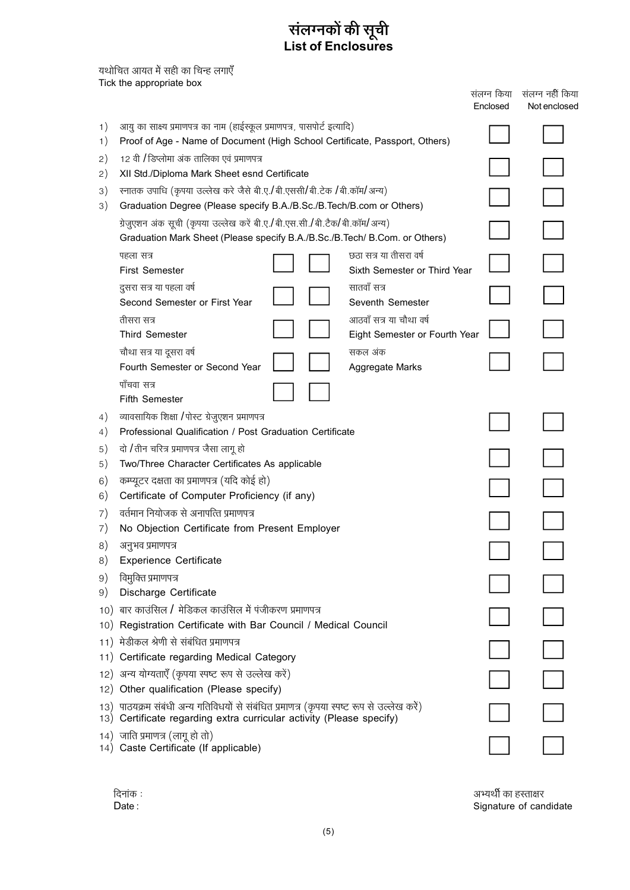# संलग्नकों की सूची
# List of Enclosures

यथोचित आयत में सही का चिन्ह लगाएँ
Tick the appropriate box

| | | संलग्न किया Enclosed | संलग्न नहीं किया Not enclosed |
|---|---|---|---|
| 1) | आयु का साक्ष्य प्रमाणपत्र का नाम (हाईस्कूल प्रमाणपत्र, पासपोर्ट इत्यादि) Proof of Age - Name of Document (High School Certificate, Passport, Others) | ☐ | ☐ |
| 2) | 12 वी /डिप्लोमा अंक तालिका एवं प्रमाणपत्र XII Std./Diploma Mark Sheet esnd Certificate | ☐ | ☐ |
| 3) | स्नातक उपाधि (कृपया उल्लेख करे जैसे बी.ए./बी.एससी/बी.टेक /बी.कॉम/अन्य) Graduation Degree (Please specify B.A./B.Sc./B.Tech/B.com or Others) | ☐ | ☐ |
| | ग्रेजुएशन अंक सूची (कृपया उल्लेख करें बी.ए./बी.एस.सी./बी.टैक/बी.कॉम/अन्य) Graduation Mark Sheet (Please specify B.A./B.Sc./B.Tech/ B.Com. or Others) | ☐ | ☐ |

| | Enclosed | Not enclosed | | Enclosed | Not enclosed |
|---|---|---|---|---|---|
| पहला सत्र First Semester | ☐ | ☐ | छठा सत्र या तीसरा वर्ष Sixth Semester or Third Year | ☐ | ☐ |
| दुसरा सत्र या पहला वर्ष Second Semester or First Year | ☐ | ☐ | सातवाँ सत्र Seventh Semester | ☐ | ☐ |
| तीसरा सत्र Third Semester | ☐ | ☐ | आठवाँ सत्र या चौथा वर्ष Eight Semester or Fourth Year | ☐ | ☐ |
| चौथा सत्र या दूसरा वर्ष Fourth Semester or Second Year | ☐ | ☐ | सकल अंक Aggregate Marks | ☐ | ☐ |
| पाँचवा सत्र Fifth Semester | ☐ | ☐ | | | |

| | | संलग्न किया Enclosed | संलग्न नहीं किया Not enclosed |
|---|---|---|---|
| 4) | व्यावसायिक शिक्षा /पोस्ट ग्रेजुएशन प्रमाणपत्र Professional Qualification / Post Graduation Certificate | ☐ | ☐ |
| 5) | दो /तीन चरित्र प्रमाणपत्र जैसा लागू हो Two/Three Character Certificates As applicable | ☐ | ☐ |
| 6) | कम्प्यूटर दक्षता का प्रमाणपत्र (यदि कोई हो) Certificate of Computer Proficiency (if any) | ☐ | ☐ |
| 7) | वर्तमान नियोजक से अनापत्ति प्रमाणपत्र No Objection Certificate from Present Employer | ☐ | ☐ |
| 8) | अनुभव प्रमाणपत्र Experience Certificate | ☐ | ☐ |
| 9) | विमुक्ति प्रमाणपत्र Discharge Certificate | ☐ | ☐ |
| 10) | बार काउंसिल / मेडिकल काउंसिल में पंजीकरण प्रमाणपत्र Registration Certificate with Bar Council / Medical Council | ☐ | ☐ |
| 11) | मेडीकल श्रेणी से संबंधित प्रमाणपत्र Certificate regarding Medical Category | ☐ | ☐ |
| 12) | अन्य योग्यताएँ (कृपया स्पष्ट रूप से उल्लेख करें) Other qualification (Please specify) | ☐ | ☐ |
| 13) | पाठयक्रम संबंधी अन्य गतिविधियों से संबंधित प्रमाणत्र (कृपया स्पष्ट रूप से उल्लेख करें) Certificate regarding extra curricular activity (Please specify) | ☐ | ☐ |
| 14) | जाति प्रमाणत्र (लागू हो तो) Caste Certificate (If applicable) | ☐ | ☐ |

दिनांक :
Date :

अभ्यर्थी का हस्ताक्षर
Signature of candidate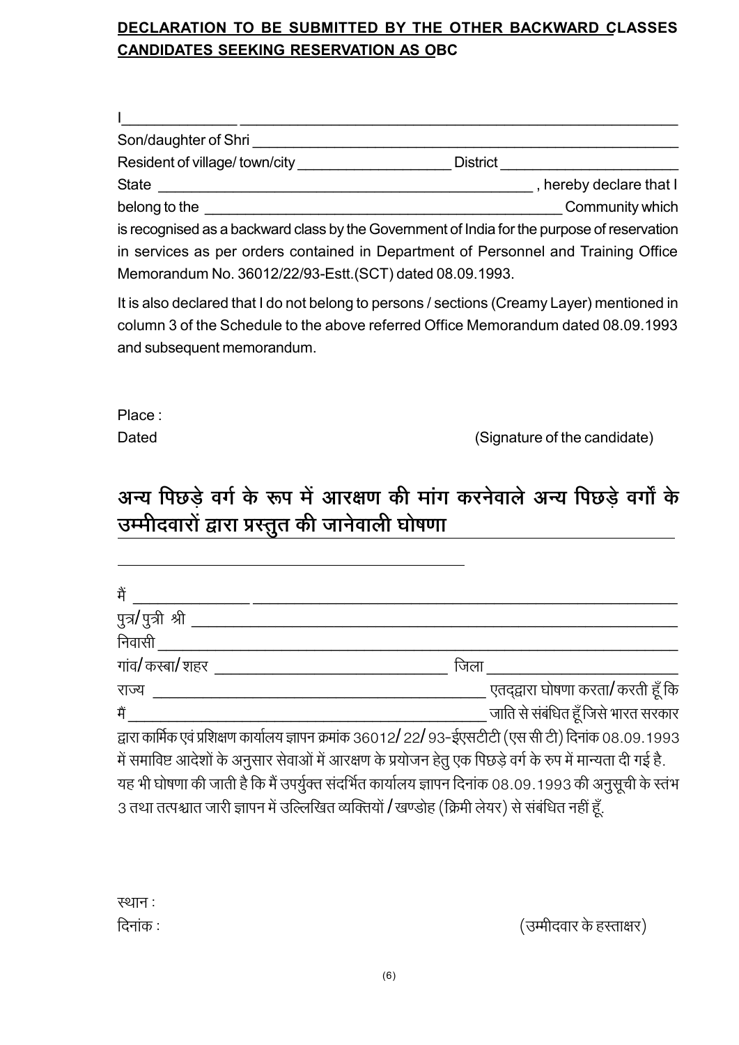**DECLARATION TO BE SUBMITTED BY THE OTHER BACKWARD CLASSES CANDIDATES SEEKING RESERVATION AS OBC**

I______________ ________________________________________________________

Son/daughter of Shri ____________________________________________________

Resident of village/ town/city ___________________ District ______________________

State _______________________________________________ , hereby declare that I

belong to the ____________________________________________ Community which

is recognised as a backward class by the Government of India for the purpose of reservation in services as per orders contained in Department of Personnel and Training Office Memorandum No. 36012/22/93-Estt.(SCT) dated 08.09.1993.

It is also declared that I do not belong to persons / sections (Creamy Layer) mentioned in column 3 of the Schedule to the above referred Office Memorandum dated 08.09.1993 and subsequent memorandum.

Place :

Dated (Signature of the candidate)

## अन्य पिछड़े वर्ग के रूप में आरक्षण की मांग करनेवाले अन्य पिछड़े वर्गों के उम्मीदवारों द्वारा प्रस्तुत की जानेवाली घोषणा

मैं ______________ ________________________________________________

पुत्र/पुत्री श्री ____________________________________________________

निवासी ________________________________________________________

गांव/कस्बा/शहर _____________________________ जिला ______________________

राज्य ________________________________________ एतद्द्वारा घोषणा करता/करती हूँ कि

मैं _______________________________________________ जाति से संबंधित हूँ जिसे भारत सरकार

द्वारा कार्मिक एवं प्रशिक्षण कार्यालय ज्ञापन क्रमांक 36012/22/93-ईएसटीटी (एस सी टी) दिनांक 08.09.1993 में समाविष्ट आदेशों के अनुसार सेवाओं में आरक्षण के प्रयोजन हेतु एक पिछड़े वर्ग के रुप में मान्यता दी गई है.

यह भी घोषणा की जाती है कि मैं उपर्युक्त संदर्भित कार्यालय ज्ञापन दिनांक 08.09.1993 की अनुसूची के स्तंभ 3 तथा तत्पश्चात जारी ज्ञापन में उल्लिखित व्यक्तियों /खण्डोह (क्रिमी लेयर) से संबंधित नहीं हूँ.

स्थान :

दिनांक : (उम्मीदवार के हस्ताक्षर)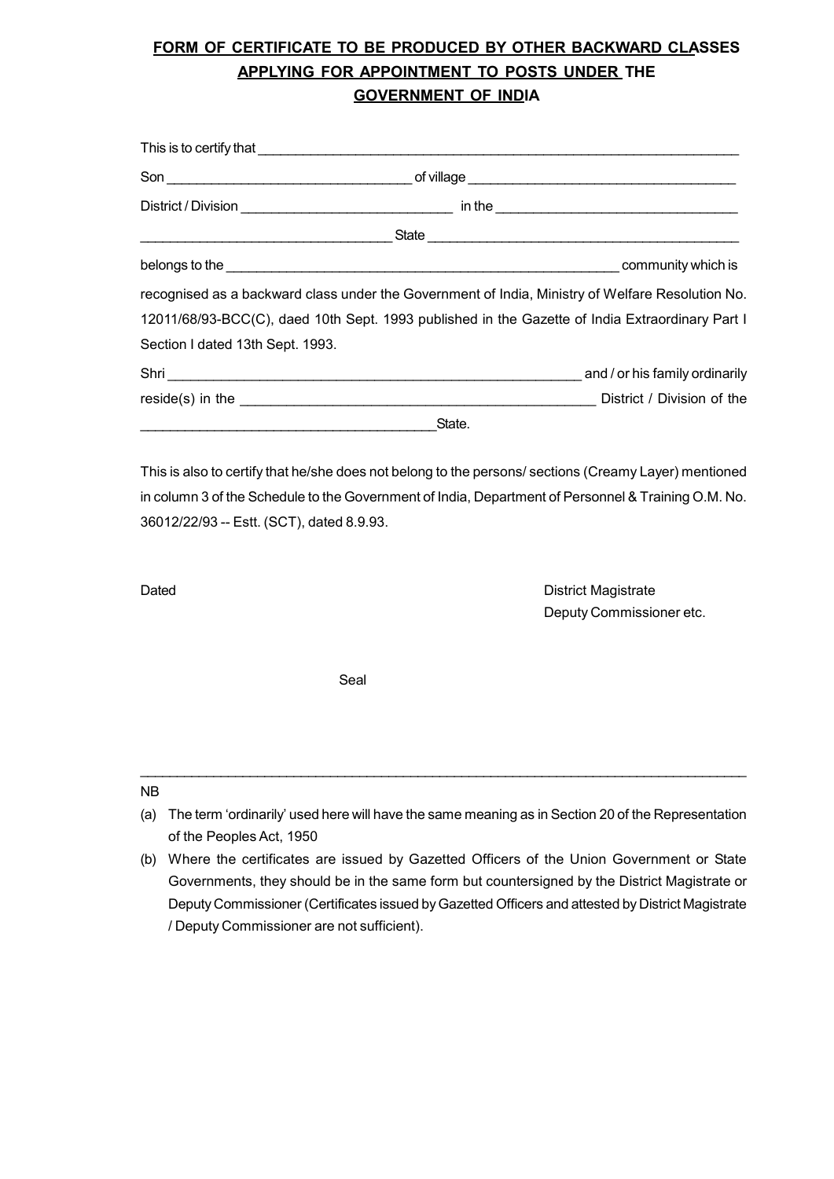# FORM OF CERTIFICATE TO BE PRODUCED BY OTHER BACKWARD CLASSES APPLYING FOR APPOINTMENT TO POSTS UNDER THE GOVERNMENT OF INDIA

This is to certify that ____________________________________________________________

Son ______________________________ of village ________________________________

District / Division __________________________ in the ______________________________

______________________________ State ________________________________________

belongs to the ___________________________________________________ community which is recognised as a backward class under the Government of India, Ministry of Welfare Resolution No. 12011/68/93-BCC(C), daed 10th Sept. 1993 published in the Gazette of India Extraordinary Part I Section I dated 13th Sept. 1993.

Shri ___________________________________________________ and / or his family ordinarily reside(s) in the ____________________________________________ District / Division of the ____________________________________State.

This is also to certify that he/she does not belong to the persons/ sections (Creamy Layer) mentioned in column 3 of the Schedule to the Government of India, Department of Personnel & Training O.M. No. 36012/22/93 -- Estt. (SCT), dated 8.9.93.

Dated

District Magistrate
Deputy Commissioner etc.

Seal

---

NB

(a) The term 'ordinarily' used here will have the same meaning as in Section 20 of the Representation of the Peoples Act, 1950

(b) Where the certificates are issued by Gazetted Officers of the Union Government or State Governments, they should be in the same form but countersigned by the District Magistrate or Deputy Commissioner (Certificates issued by Gazetted Officers and attested by District Magistrate / Deputy Commissioner are not sufficient).